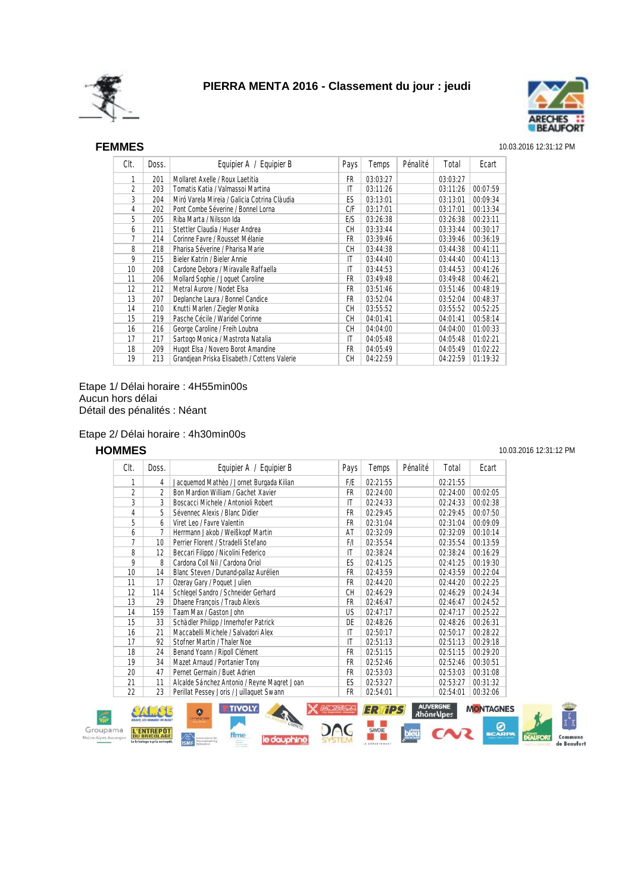# PIERRA MENTA 2016 - Classement du jour : jeudi

## FEMMES

10.03.2016 12:31:12 PM

| Clt. | Doss. | Equipier A / Equipier B | Pays | Temps | Pénalité | Total | Ecart |
|---|---|---|---|---|---|---|---|
| 1 | 201 | Mollaret Axelle / Roux Laetitia | FR | 03:03:27 | | 03:03:27 | |
| 2 | 203 | Tomatis Katia / Valmassoi Martina | IT | 03:11:26 | | 03:11:26 | 00:07:59 |
| 3 | 204 | Miró Varela Mireia / Galicia Cotrina Clàudia | ES | 03:13:01 | | 03:13:01 | 00:09:34 |
| 4 | 202 | Pont Combe Séverine / Bonnel Lorna | C/F | 03:17:01 | | 03:17:01 | 00:13:34 |
| 5 | 205 | Riba Marta / Nilsson Ida | E/S | 03:26:38 | | 03:26:38 | 00:23:11 |
| 6 | 211 | Stettler Claudia / Huser Andrea | CH | 03:33:44 | | 03:33:44 | 00:30:17 |
| 7 | 214 | Corinne Favre / Rousset Mélanie | FR | 03:39:46 | | 03:39:46 | 00:36:19 |
| 8 | 218 | Pharisa Séverine / Pharisa Marie | CH | 03:44:38 | | 03:44:38 | 00:41:11 |
| 9 | 215 | Bieler Katrin / Bieler Annie | IT | 03:44:40 | | 03:44:40 | 00:41:13 |
| 10 | 208 | Cardone Debora / Miravalle Raffaella | IT | 03:44:53 | | 03:44:53 | 00:41:26 |
| 11 | 206 | Mollard Sophie / Joguet Caroline | FR | 03:49:48 | | 03:49:48 | 00:46:21 |
| 12 | 212 | Metral Aurore / Nodet Elsa | FR | 03:51:46 | | 03:51:46 | 00:48:19 |
| 13 | 207 | Deplanche Laura / Bonnel Candice | FR | 03:52:04 | | 03:52:04 | 00:48:37 |
| 14 | 210 | Knutti Marlen / Ziegler Monika | CH | 03:55:52 | | 03:55:52 | 00:52:25 |
| 15 | 219 | Pasche Cécile / Waridel Corinne | CH | 04:01:41 | | 04:01:41 | 00:58:14 |
| 16 | 216 | George Caroline / Freih Loubna | CH | 04:04:00 | | 04:04:00 | 01:00:33 |
| 17 | 217 | Sartogo Monica / Mastrota Natalia | IT | 04:05:48 | | 04:05:48 | 01:02:21 |
| 18 | 209 | Hugot Elsa / Novero Borot Amandine | FR | 04:05:49 | | 04:05:49 | 01:02:22 |
| 19 | 213 | Grandjean Priska Elisabeth / Cottens Valerie | CH | 04:22:59 | | 04:22:59 | 01:19:32 |

Etape 1/ Délai horaire : 4H55min00s
Aucun hors délai
Détail des pénalités : Néant

Etape 2/ Délai horaire : 4h30min00s

## HOMMES

10.03.2016 12:31:12 PM

| Clt. | Doss. | Equipier A / Equipier B | Pays | Temps | Pénalité | Total | Ecart |
|---|---|---|---|---|---|---|---|
| 1 | 4 | Jacquemod Mathèo / Jornet Burgada Kilian | F/E | 02:21:55 | | 02:21:55 | |
| 2 | 2 | Bon Mardion William / Gachet Xavier | FR | 02:24:00 | | 02:24:00 | 00:02:05 |
| 3 | 3 | Boscacci Michele / Antonioli Robert | IT | 02:24:33 | | 02:24:33 | 00:02:38 |
| 4 | 5 | Sévennec Alexis / Blanc Didier | FR | 02:29:45 | | 02:29:45 | 00:07:50 |
| 5 | 6 | Viret Leo / Favre Valentin | FR | 02:31:04 | | 02:31:04 | 00:09:09 |
| 6 | 7 | Herrmann Jakob / Weißkopf Martin | AT | 02:32:09 | | 02:32:09 | 00:10:14 |
| 7 | 10 | Perrier Florent / Stradelli Stefano | F/I | 02:35:54 | | 02:35:54 | 00:13:59 |
| 8 | 12 | Beccari Filippo / Nicolini Federico | IT | 02:38:24 | | 02:38:24 | 00:16:29 |
| 9 | 8 | Cardona Coll Nil / Cardona Oriol | ES | 02:41:25 | | 02:41:25 | 00:19:30 |
| 10 | 14 | Blanc Steven / Dunand-pallaz Aurélien | FR | 02:43:59 | | 02:43:59 | 00:22:04 |
| 11 | 17 | Ozeray Gary / Poquet Julien | FR | 02:44:20 | | 02:44:20 | 00:22:25 |
| 12 | 114 | Schlegel Sandro / Schneider Gerhard | CH | 02:46:29 | | 02:46:29 | 00:24:34 |
| 13 | 29 | Dhaene François / Traub Alexis | FR | 02:46:47 | | 02:46:47 | 00:24:52 |
| 14 | 159 | Taam Max / Gaston John | US | 02:47:17 | | 02:47:17 | 00:25:22 |
| 15 | 33 | Schädler Philipp / Innerhofer Patrick | DE | 02:48:26 | | 02:48:26 | 00:26:31 |
| 16 | 21 | Maccabelli Michele / Salvadori Alex | IT | 02:50:17 | | 02:50:17 | 00:28:22 |
| 17 | 92 | Stofner Martin / Thaler Noe | IT | 02:51:13 | | 02:51:13 | 00:29:18 |
| 18 | 24 | Benand Yoann / Ripoll Clément | FR | 02:51:15 | | 02:51:15 | 00:29:20 |
| 19 | 34 | Mazet Arnaud / Portanier Tony | FR | 02:52:46 | | 02:52:46 | 00:30:51 |
| 20 | 47 | Pernet Germain / Buet Adrien | FR | 02:53:03 | | 02:53:03 | 00:31:08 |
| 21 | 11 | Alcalde Sánchez Antonio / Reyne Magret Joan | ES | 02:53:27 | | 02:53:27 | 00:31:32 |
| 22 | 23 | Perillat Pessey Joris / Juillaguet Swann | FR | 02:54:01 | | 02:54:01 | 00:32:06 |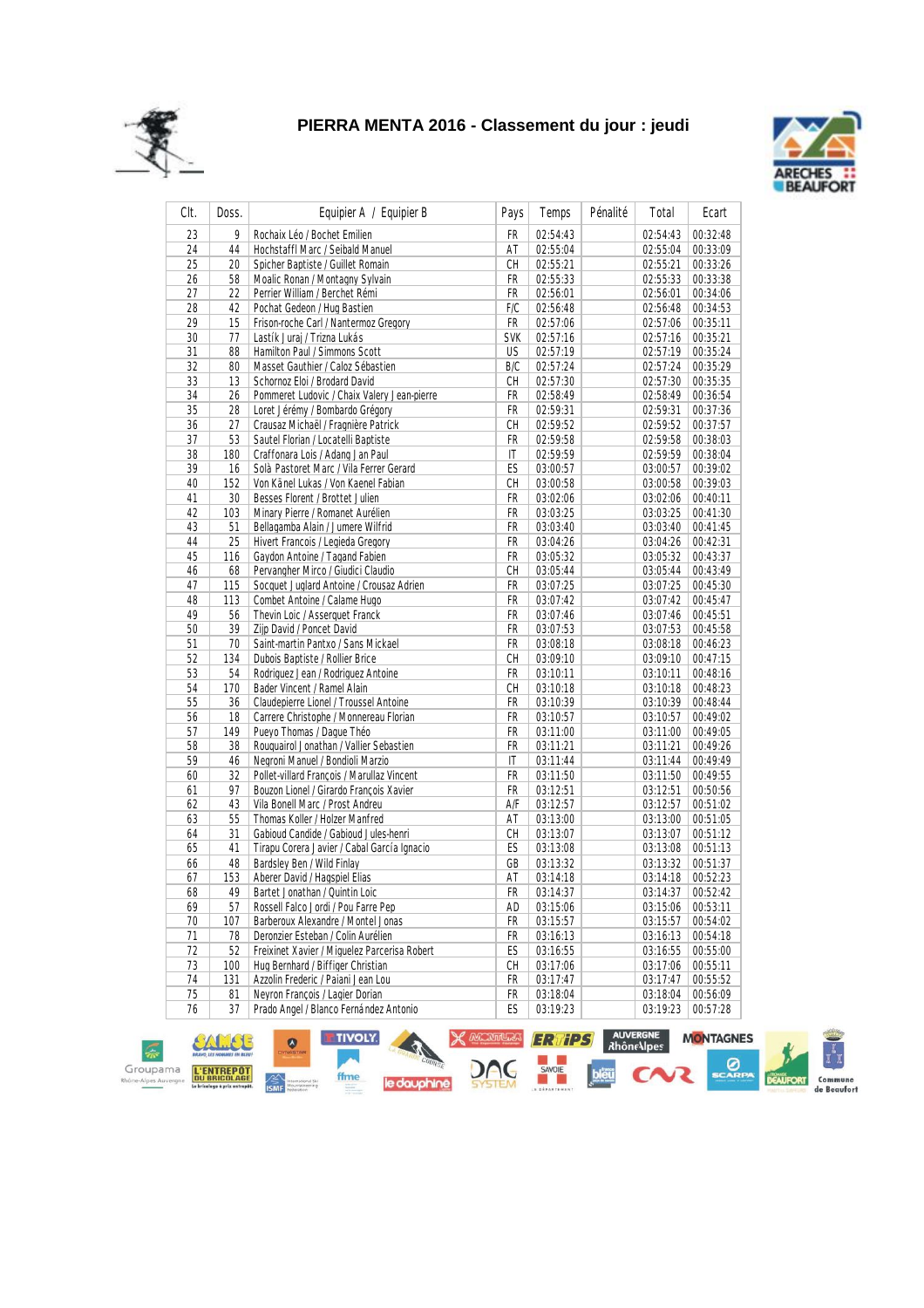# PIERRA MENTA 2016 - Classement du jour : jeudi

| Clt. | Doss. | Equipier A / Equipier B | Pays | Temps | Pénalité | Total | Ecart |
|---|---|---|---|---|---|---|---|
| 23 | 9 | Rochaix Léo / Bochet Emilien | FR | 02:54:43 | | 02:54:43 | 00:32:48 |
| 24 | 44 | Hochstaffl Marc / Seibald Manuel | AT | 02:55:04 | | 02:55:04 | 00:33:09 |
| 25 | 20 | Spicher Baptiste / Guillet Romain | CH | 02:55:21 | | 02:55:21 | 00:33:26 |
| 26 | 58 | Moalic Ronan / Montagny Sylvain | FR | 02:55:33 | | 02:55:33 | 00:33:38 |
| 27 | 22 | Perrier William / Berchet Rémi | FR | 02:56:01 | | 02:56:01 | 00:34:06 |
| 28 | 42 | Pochat Gedeon / Hug Bastien | F/C | 02:56:48 | | 02:56:48 | 00:34:53 |
| 29 | 15 | Frison-roche Carl / Nantermoz Gregory | FR | 02:57:06 | | 02:57:06 | 00:35:11 |
| 30 | 77 | Lastík Juraj / Trizna Lukás | SVK | 02:57:16 | | 02:57:16 | 00:35:21 |
| 31 | 88 | Hamilton Paul / Simmons Scott | US | 02:57:19 | | 02:57:19 | 00:35:24 |
| 32 | 80 | Masset Gauthier / Caloz Sébastien | B/C | 02:57:24 | | 02:57:24 | 00:35:29 |
| 33 | 13 | Schornoz Eloi / Brodard David | CH | 02:57:30 | | 02:57:30 | 00:35:35 |
| 34 | 26 | Pommeret Ludovic / Chaix Valery Jean-pierre | FR | 02:58:49 | | 02:58:49 | 00:36:54 |
| 35 | 28 | Loret Jérémy / Bombardo Grégory | FR | 02:59:31 | | 02:59:31 | 00:37:36 |
| 36 | 27 | Crausaz Michaël / Fragnière Patrick | CH | 02:59:52 | | 02:59:52 | 00:37:57 |
| 37 | 53 | Sautel Florian / Locatelli Baptiste | FR | 02:59:58 | | 02:59:58 | 00:38:03 |
| 38 | 180 | Craffonara Lois / Adang Jan Paul | IT | 02:59:59 | | 02:59:59 | 00:38:04 |
| 39 | 16 | Solà Pastoret Marc / Vila Ferrer Gerard | ES | 03:00:57 | | 03:00:57 | 00:39:02 |
| 40 | 152 | Von Känel Lukas / Von Kaenel Fabian | CH | 03:00:58 | | 03:00:58 | 00:39:03 |
| 41 | 30 | Besses Florent / Brottet Julien | FR | 03:02:06 | | 03:02:06 | 00:40:11 |
| 42 | 103 | Minary Pierre / Romanet Aurélien | FR | 03:03:25 | | 03:03:25 | 00:41:30 |
| 43 | 51 | Bellagamba Alain / Jumere Wilfrid | FR | 03:03:40 | | 03:03:40 | 00:41:45 |
| 44 | 25 | Hivert Francois / Legieda Gregory | FR | 03:04:26 | | 03:04:26 | 00:42:31 |
| 45 | 116 | Gaydon Antoine / Tagand Fabien | FR | 03:05:32 | | 03:05:32 | 00:43:37 |
| 46 | 68 | Pervangher Mirco / Giudici Claudio | CH | 03:05:44 | | 03:05:44 | 00:43:49 |
| 47 | 115 | Socquet Juglard Antoine / Crousaz Adrien | FR | 03:07:25 | | 03:07:25 | 00:45:30 |
| 48 | 113 | Combet Antoine / Calame Hugo | FR | 03:07:42 | | 03:07:42 | 00:45:47 |
| 49 | 56 | Thevin Loic / Asserquet Franck | FR | 03:07:46 | | 03:07:46 | 00:45:51 |
| 50 | 39 | Zijp David / Poncet David | FR | 03:07:53 | | 03:07:53 | 00:45:58 |
| 51 | 70 | Saint-martin Pantxo / Sans Mickael | FR | 03:08:18 | | 03:08:18 | 00:46:23 |
| 52 | 134 | Dubois Baptiste / Rollier Brice | CH | 03:09:10 | | 03:09:10 | 00:47:15 |
| 53 | 54 | Rodriguez Jean / Rodriguez Antoine | FR | 03:10:11 | | 03:10:11 | 00:48:16 |
| 54 | 170 | Bader Vincent / Ramel Alain | CH | 03:10:18 | | 03:10:18 | 00:48:23 |
| 55 | 36 | Claudepierre Lionel / Troussel Antoine | FR | 03:10:39 | | 03:10:39 | 00:48:44 |
| 56 | 18 | Carrere Christophe / Monnereau Florian | FR | 03:10:57 | | 03:10:57 | 00:49:02 |
| 57 | 149 | Pueyo Thomas / Dague Théo | FR | 03:11:00 | | 03:11:00 | 00:49:05 |
| 58 | 38 | Rouquairol Jonathan / Vallier Sebastien | FR | 03:11:21 | | 03:11:21 | 00:49:26 |
| 59 | 46 | Negroni Manuel / Bondioli Marzio | IT | 03:11:44 | | 03:11:44 | 00:49:49 |
| 60 | 32 | Pollet-villard François / Marullaz Vincent | FR | 03:11:50 | | 03:11:50 | 00:49:55 |
| 61 | 97 | Bouzon Lionel / Girardo François Xavier | FR | 03:12:51 | | 03:12:51 | 00:50:56 |
| 62 | 43 | Vila Bonell Marc / Prost Andreu | A/F | 03:12:57 | | 03:12:57 | 00:51:02 |
| 63 | 55 | Thomas Koller / Holzer Manfred | AT | 03:13:00 | | 03:13:00 | 00:51:05 |
| 64 | 31 | Gabioud Candide / Gabioud Jules-henri | CH | 03:13:07 | | 03:13:07 | 00:51:12 |
| 65 | 41 | Tirapu Corera Javier / Cabal García Ignacio | ES | 03:13:08 | | 03:13:08 | 00:51:13 |
| 66 | 48 | Bardsley Ben / Wild Finlay | GB | 03:13:32 | | 03:13:32 | 00:51:37 |
| 67 | 153 | Aberer David / Hagspiel Elias | AT | 03:14:18 | | 03:14:18 | 00:52:23 |
| 68 | 49 | Bartet Jonathan / Quintin Loic | FR | 03:14:37 | | 03:14:37 | 00:52:42 |
| 69 | 57 | Rossell Falco Jordi / Pou Farre Pep | AD | 03:15:06 | | 03:15:06 | 00:53:11 |
| 70 | 107 | Barberoux Alexandre / Montel Jonas | FR | 03:15:57 | | 03:15:57 | 00:54:02 |
| 71 | 78 | Deronzier Esteban / Colin Aurélien | FR | 03:16:13 | | 03:16:13 | 00:54:18 |
| 72 | 52 | Freixinet Xavier / Miquelez Parcerisa Robert | ES | 03:16:55 | | 03:16:55 | 00:55:00 |
| 73 | 100 | Hug Bernhard / Biffiger Christian | CH | 03:17:06 | | 03:17:06 | 00:55:11 |
| 74 | 131 | Azzolin Frederic / Paiani Jean Lou | FR | 03:17:47 | | 03:17:47 | 00:55:52 |
| 75 | 81 | Neyron François / Lagier Dorian | FR | 03:18:04 | | 03:18:04 | 00:56:09 |
| 76 | 37 | Prado Angel / Blanco Fernández Antonio | ES | 03:19:23 | | 03:19:23 | 00:57:28 |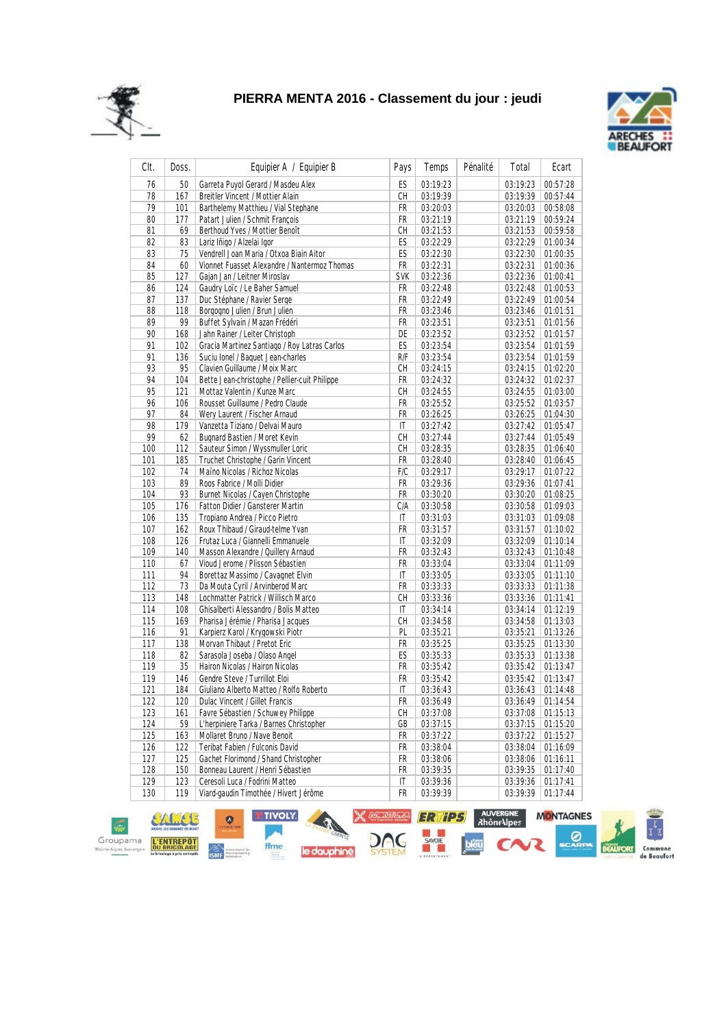# PIERRA MENTA 2016 - Classement du jour : jeudi

| Clt. | Doss. | Equipier A / Equipier B | Pays | Temps | Pénalité | Total | Ecart |
|---|---|---|---|---|---|---|---|
| 76 | 50 | Garreta Puyol Gerard / Masdeu Alex | ES | 03:19:23 | | 03:19:23 | 00:57:28 |
| 78 | 167 | Breitler Vincent / Mottier Alain | CH | 03:19:39 | | 03:19:39 | 00:57:44 |
| 79 | 101 | Barthelemy Matthieu / Vial Stephane | FR | 03:20:03 | | 03:20:03 | 00:58:08 |
| 80 | 177 | Patart Julien / Schmit François | FR | 03:21:19 | | 03:21:19 | 00:59:24 |
| 81 | 69 | Berthoud Yves / Mottier Benoît | CH | 03:21:53 | | 03:21:53 | 00:59:58 |
| 82 | 83 | Lariz Iñigo / Alzelai Igor | ES | 03:22:29 | | 03:22:29 | 01:00:34 |
| 83 | 75 | Vendrell Joan Maria / Otxoa Biain Aitor | ES | 03:22:30 | | 03:22:30 | 01:00:35 |
| 84 | 60 | Vionnet Fuasset Alexandre / Nantermoz Thomas | FR | 03:22:31 | | 03:22:31 | 01:00:36 |
| 85 | 127 | Gajan Jan / Leitner Miroslav | SVK | 03:22:36 | | 03:22:36 | 01:00:41 |
| 86 | 124 | Gaudry Loïc / Le Baher Samuel | FR | 03:22:48 | | 03:22:48 | 01:00:53 |
| 87 | 137 | Duc Stéphane / Ravier Serge | FR | 03:22:49 | | 03:22:49 | 01:00:54 |
| 88 | 118 | Borgogno Julien / Brun Julien | FR | 03:23:46 | | 03:23:46 | 01:01:51 |
| 89 | 99 | Buffet Sylvain / Mazan Frédéri | FR | 03:23:51 | | 03:23:51 | 01:01:56 |
| 90 | 168 | Jahn Rainer / Leiter Christoph | DE | 03:23:52 | | 03:23:52 | 01:01:57 |
| 91 | 102 | Gracia Martinez Santiago / Roy Latras Carlos | ES | 03:23:54 | | 03:23:54 | 01:01:59 |
| 91 | 136 | Suciu Ionel / Baquet Jean-charles | R/F | 03:23:54 | | 03:23:54 | 01:01:59 |
| 93 | 95 | Clavien Guillaume / Moix Marc | CH | 03:24:15 | | 03:24:15 | 01:02:20 |
| 94 | 104 | Bette Jean-christophe / Pellier-cuit Philippe | FR | 03:24:32 | | 03:24:32 | 01:02:37 |
| 95 | 121 | Mottaz Valentin / Kunze Marc | CH | 03:24:55 | | 03:24:55 | 01:03:00 |
| 96 | 106 | Rousset Guillaume / Pedro Claude | FR | 03:25:52 | | 03:25:52 | 01:03:57 |
| 97 | 84 | Wery Laurent / Fischer Arnaud | FR | 03:26:25 | | 03:26:25 | 01:04:30 |
| 98 | 179 | Vanzetta Tiziano / Delvai Mauro | IT | 03:27:42 | | 03:27:42 | 01:05:47 |
| 99 | 62 | Bugnard Bastien / Moret Kevin | CH | 03:27:44 | | 03:27:44 | 01:05:49 |
| 100 | 112 | Sauteur Simon / Wyssmuller Loric | CH | 03:28:35 | | 03:28:35 | 01:06:40 |
| 101 | 185 | Truchet Christophe / Garin Vincent | FR | 03:28:40 | | 03:28:40 | 01:06:45 |
| 102 | 74 | Maino Nicolas / Richoz Nicolas | F/C | 03:29:17 | | 03:29:17 | 01:07:22 |
| 103 | 89 | Roos Fabrice / Molli Didier | FR | 03:29:36 | | 03:29:36 | 01:07:41 |
| 104 | 93 | Burnet Nicolas / Cayen Christophe | FR | 03:30:20 | | 03:30:20 | 01:08:25 |
| 105 | 176 | Fatton Didier / Gansterer Martin | C/A | 03:30:58 | | 03:30:58 | 01:09:03 |
| 106 | 135 | Tropiano Andrea / Picco Pietro | IT | 03:31:03 | | 03:31:03 | 01:09:08 |
| 107 | 162 | Roux Thibaud / Giraud-telme Yvan | FR | 03:31:57 | | 03:31:57 | 01:10:02 |
| 108 | 126 | Frutaz Luca / Giannelli Emmanuele | IT | 03:32:09 | | 03:32:09 | 01:10:14 |
| 109 | 140 | Masson Alexandre / Quillery Arnaud | FR | 03:32:43 | | 03:32:43 | 01:10:48 |
| 110 | 67 | Vioud Jerome / Plisson Sébastien | FR | 03:33:04 | | 03:33:04 | 01:11:09 |
| 111 | 94 | Borettaz Massimo / Cavagnet Elvin | IT | 03:33:05 | | 03:33:05 | 01:11:10 |
| 112 | 73 | Da Mouta Cyril / Arvinberod Marc | FR | 03:33:33 | | 03:33:33 | 01:11:38 |
| 113 | 148 | Lochmatter Patrick / Willisch Marco | CH | 03:33:36 | | 03:33:36 | 01:11:41 |
| 114 | 108 | Ghisalberti Alessandro / Bolis Matteo | IT | 03:34:14 | | 03:34:14 | 01:12:19 |
| 115 | 169 | Pharisa Jérémie / Pharisa Jacques | CH | 03:34:58 | | 03:34:58 | 01:13:03 |
| 116 | 91 | Karpierz Karol / Krygowski Piotr | PL | 03:35:21 | | 03:35:21 | 01:13:26 |
| 117 | 138 | Morvan Thibaut / Pretot Eric | FR | 03:35:25 | | 03:35:25 | 01:13:30 |
| 118 | 82 | Sarasola Joseba / Olaso Angel | ES | 03:35:33 | | 03:35:33 | 01:13:38 |
| 119 | 35 | Hairon Nicolas / Hairon Nicolas | FR | 03:35:42 | | 03:35:42 | 01:13:47 |
| 119 | 146 | Gendre Steve / Turrillot Eloi | FR | 03:35:42 | | 03:35:42 | 01:13:47 |
| 121 | 184 | Giuliano Alberto Matteo / Rolfo Roberto | IT | 03:36:43 | | 03:36:43 | 01:14:48 |
| 122 | 120 | Dulac Vincent / Gillet Francis | FR | 03:36:49 | | 03:36:49 | 01:14:54 |
| 123 | 161 | Favre Sébastien / Schuwey Philippe | CH | 03:37:08 | | 03:37:08 | 01:15:13 |
| 124 | 59 | L'herpiniere Tarka / Barnes Christopher | GB | 03:37:15 | | 03:37:15 | 01:15:20 |
| 125 | 163 | Mollaret Bruno / Nave Benoit | FR | 03:37:22 | | 03:37:22 | 01:15:27 |
| 126 | 122 | Teribat Fabien / Fulconis David | FR | 03:38:04 | | 03:38:04 | 01:16:09 |
| 127 | 125 | Gachet Florimond / Shand Christopher | FR | 03:38:06 | | 03:38:06 | 01:16:11 |
| 128 | 150 | Bonneau Laurent / Henri Sébastien | FR | 03:39:35 | | 03:39:35 | 01:17:40 |
| 129 | 123 | Ceresoli Luca / Fodrini Matteo | IT | 03:39:36 | | 03:39:36 | 01:17:41 |
| 130 | 119 | Viard-gaudin Timothée / Hivert Jérôme | FR | 03:39:39 | | 03:39:39 | 01:17:44 |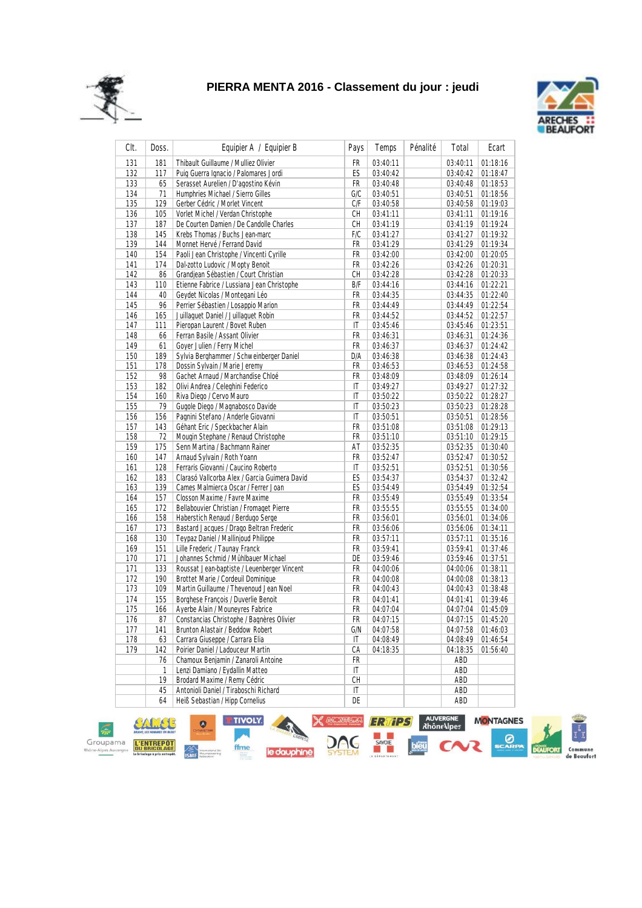# PIERRA MENTA 2016 - Classement du jour : jeudi

| Clt. | Doss. | Equipier A / Equipier B | Pays | Temps | Pénalité | Total | Ecart |
|---|---|---|---|---|---|---|---|
| 131 | 181 | Thibault Guillaume / Mulliez Olivier | FR | 03:40:11 | | 03:40:11 | 01:18:16 |
| 132 | 117 | Puig Guerra Ignacio / Palomares Jordi | ES | 03:40:42 | | 03:40:42 | 01:18:47 |
| 133 | 65 | Serasset Aurelien / D'agostino Kévin | FR | 03:40:48 | | 03:40:48 | 01:18:53 |
| 134 | 71 | Humphries Michael / Sierro Gilles | G/C | 03:40:51 | | 03:40:51 | 01:18:56 |
| 135 | 129 | Gerber Cédric / Morlet Vincent | C/F | 03:40:58 | | 03:40:58 | 01:19:03 |
| 136 | 105 | Vorlet Michel / Verdan Christophe | CH | 03:41:11 | | 03:41:11 | 01:19:16 |
| 137 | 187 | De Courten Damien / De Candolle Charles | CH | 03:41:19 | | 03:41:19 | 01:19:24 |
| 138 | 145 | Krebs Thomas / Buchs Jean-marc | F/C | 03:41:27 | | 03:41:27 | 01:19:32 |
| 139 | 144 | Monnet Hervé / Ferrand David | FR | 03:41:29 | | 03:41:29 | 01:19:34 |
| 140 | 154 | Paoli Jean Christophe / Vincenti Cyrille | FR | 03:42:00 | | 03:42:00 | 01:20:05 |
| 141 | 174 | Dal-zotto Ludovic / Mopty Benoit | FR | 03:42:26 | | 03:42:26 | 01:20:31 |
| 142 | 86 | Grandjean Sébastien / Court Christian | CH | 03:42:28 | | 03:42:28 | 01:20:33 |
| 143 | 110 | Etienne Fabrice / Lussiana Jean Christophe | B/F | 03:44:16 | | 03:44:16 | 01:22:21 |
| 144 | 40 | Geydet Nicolas / Montegani Léo | FR | 03:44:35 | | 03:44:35 | 01:22:40 |
| 145 | 96 | Perrier Sébastien / Losappio Marion | FR | 03:44:49 | | 03:44:49 | 01:22:54 |
| 146 | 165 | Juillaguet Daniel / Juillaguet Robin | FR | 03:44:52 | | 03:44:52 | 01:22:57 |
| 147 | 111 | Pieropan Laurent / Bovet Ruben | IT | 03:45:46 | | 03:45:46 | 01:23:51 |
| 148 | 66 | Ferran Basile / Assant Olivier | FR | 03:46:31 | | 03:46:31 | 01:24:36 |
| 149 | 61 | Goyer Julien / Ferry Michel | FR | 03:46:37 | | 03:46:37 | 01:24:42 |
| 150 | 189 | Sylvia Berghammer / Schweinberger Daniel | D/A | 03:46:38 | | 03:46:38 | 01:24:43 |
| 151 | 178 | Dossin Sylvain / Marie Jeremy | FR | 03:46:53 | | 03:46:53 | 01:24:58 |
| 152 | 98 | Gachet Arnaud / Marchandise Chloé | FR | 03:48:09 | | 03:48:09 | 01:26:14 |
| 153 | 182 | Olivi Andrea / Celeghini Federico | IT | 03:49:27 | | 03:49:27 | 01:27:32 |
| 154 | 160 | Riva Diego / Cervo Mauro | IT | 03:50:22 | | 03:50:22 | 01:28:27 |
| 155 | 79 | Gugole Diego / Magnabosco Davide | IT | 03:50:23 | | 03:50:23 | 01:28:28 |
| 156 | 156 | Pagnini Stefano / Anderle Giovanni | IT | 03:50:51 | | 03:50:51 | 01:28:56 |
| 157 | 143 | Géhant Eric / Speckbacher Alain | FR | 03:51:08 | | 03:51:08 | 01:29:13 |
| 158 | 72 | Mougin Stephane / Renaud Christophe | FR | 03:51:10 | | 03:51:10 | 01:29:15 |
| 159 | 175 | Senn Martina / Bachmann Rainer | AT | 03:52:35 | | 03:52:35 | 01:30:40 |
| 160 | 147 | Arnaud Sylvain / Roth Yoann | FR | 03:52:47 | | 03:52:47 | 01:30:52 |
| 161 | 128 | Ferraris Giovanni / Caucino Roberto | IT | 03:52:51 | | 03:52:51 | 01:30:56 |
| 162 | 183 | Clarasó Vallcorba Alex / Garcia Guimera David | ES | 03:54:37 | | 03:54:37 | 01:32:42 |
| 163 | 139 | Cames Malmierca Oscar / Ferrer Joan | ES | 03:54:49 | | 03:54:49 | 01:32:54 |
| 164 | 157 | Closson Maxime / Favre Maxime | FR | 03:55:49 | | 03:55:49 | 01:33:54 |
| 165 | 172 | Bellabouvier Christian / Fromaget Pierre | FR | 03:55:55 | | 03:55:55 | 01:34:00 |
| 166 | 158 | Haberstich Renaud / Berdugo Serge | FR | 03:56:01 | | 03:56:01 | 01:34:06 |
| 167 | 173 | Bastard Jacques / Drago Beltran Frederic | FR | 03:56:06 | | 03:56:06 | 01:34:11 |
| 168 | 130 | Teypaz Daniel / Mallinjoud Philippe | FR | 03:57:11 | | 03:57:11 | 01:35:16 |
| 169 | 151 | Lille Frederic / Taunay Franck | FR | 03:59:41 | | 03:59:41 | 01:37:46 |
| 170 | 171 | Johannes Schmid / Mühlbauer Michael | DE | 03:59:46 | | 03:59:46 | 01:37:51 |
| 171 | 133 | Roussat Jean-baptiste / Leuenberger Vincent | FR | 04:00:06 | | 04:00:06 | 01:38:11 |
| 172 | 190 | Brottet Marie / Cordeuil Dominique | FR | 04:00:08 | | 04:00:08 | 01:38:13 |
| 173 | 109 | Martin Guillaume / Thevenoud Jean Noel | FR | 04:00:43 | | 04:00:43 | 01:38:48 |
| 174 | 155 | Borghese François / Duverlie Benoit | FR | 04:01:41 | | 04:01:41 | 01:39:46 |
| 175 | 166 | Ayerbe Alain / Mouneyres Fabrice | FR | 04:07:04 | | 04:07:04 | 01:45:09 |
| 176 | 87 | Constancias Christophe / Bagnères Olivier | FR | 04:07:15 | | 04:07:15 | 01:45:20 |
| 177 | 141 | Brunton Alastair / Beddow Robert | G/N | 04:07:58 | | 04:07:58 | 01:46:03 |
| 178 | 63 | Carrara Giuseppe / Carrara Elia | IT | 04:08:49 | | 04:08:49 | 01:46:54 |
| 179 | 142 | Poirier Daniel / Ladouceur Martin | CA | 04:18:35 | | 04:18:35 | 01:56:40 |
| | 76 | Chamoux Benjamin / Zanaroli Antoine | FR | | | ABD | |
| | 1 | Lenzi Damiano / Eydallin Matteo | IT | | | ABD | |
| | 19 | Brodard Maxime / Remy Cédric | CH | | | ABD | |
| | 45 | Antonioli Daniel / Tiraboschi Richard | IT | | | ABD | |
| | 64 | Heiß Sebastian / Hipp Cornelius | DE | | | ABD | |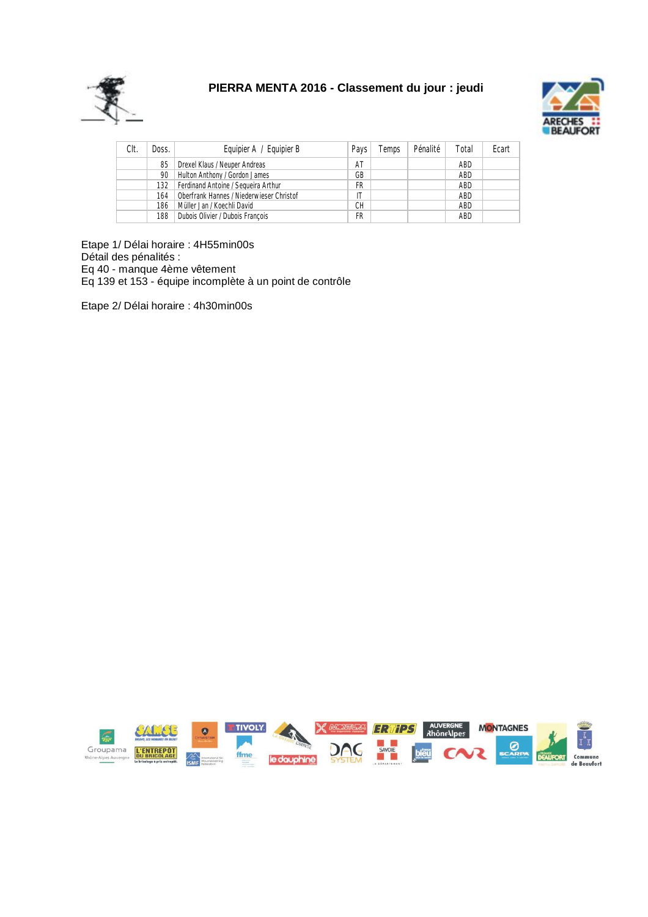# PIERRA MENTA 2016 - Classement du jour : jeudi

| Clt. | Doss. | Equipier A / Equipier B | Pays | Temps | Pénalité | Total | Ecart |
|---|---|---|---|---|---|---|---|
| | 85 | Drexel Klaus / Neuper Andreas | AT | | | ABD | |
| | 90 | Hulton Anthony / Gordon James | GB | | | ABD | |
| | 132 | Ferdinand Antoine / Sequeira Arthur | FR | | | ABD | |
| | 164 | Oberfrank Hannes / Niederwieser Christof | IT | | | ABD | |
| | 186 | Müller Jan / Koechli David | CH | | | ABD | |
| | 188 | Dubois Olivier / Dubois François | FR | | | ABD | |

Etape 1/ Délai horaire : 4H55min00s
Détail des pénalités :
Eq 40 - manque 4ème vêtement
Eq 139 et 153 - équipe incomplète à un point de contrôle

Etape 2/ Délai horaire : 4h30min00s